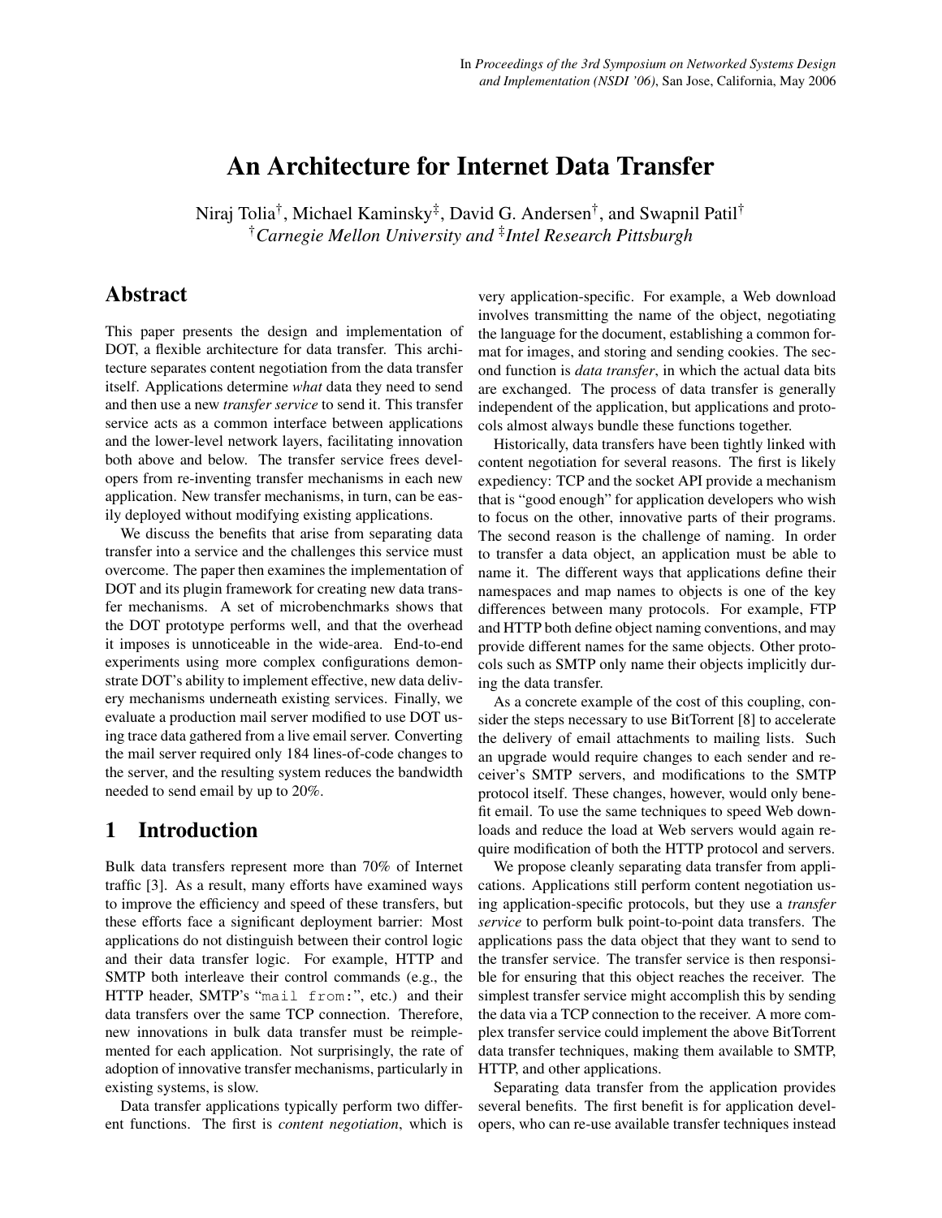In *Proceedings of the 3rd Symposium on Networked Systems Design and Implementation (NSDI '06)*, San Jose, California, May 2006

# An Architecture for Internet Data Transfer

Niraj Tolia[†], Michael Kaminsky[‡], David G. Andersen[†], and Swapnil Patil[†]
[†]*Carnegie Mellon University and* [‡]*Intel Research Pittsburgh*

## Abstract

This paper presents the design and implementation of DOT, a flexible architecture for data transfer. This architecture separates content negotiation from the data transfer itself. Applications determine *what* data they need to send and then use a new *transfer service* to send it. This transfer service acts as a common interface between applications and the lower-level network layers, facilitating innovation both above and below. The transfer service frees developers from re-inventing transfer mechanisms in each new application. New transfer mechanisms, in turn, can be easily deployed without modifying existing applications.

We discuss the benefits that arise from separating data transfer into a service and the challenges this service must overcome. The paper then examines the implementation of DOT and its plugin framework for creating new data transfer mechanisms. A set of microbenchmarks shows that the DOT prototype performs well, and that the overhead it imposes is unnoticeable in the wide-area. End-to-end experiments using more complex configurations demonstrate DOT's ability to implement effective, new data delivery mechanisms underneath existing services. Finally, we evaluate a production mail server modified to use DOT using trace data gathered from a live email server. Converting the mail server required only 184 lines-of-code changes to the server, and the resulting system reduces the bandwidth needed to send email by up to 20%.

## 1 Introduction

Bulk data transfers represent more than 70% of Internet traffic [3]. As a result, many efforts have examined ways to improve the efficiency and speed of these transfers, but these efforts face a significant deployment barrier: Most applications do not distinguish between their control logic and their data transfer logic. For example, HTTP and SMTP both interleave their control commands (e.g., the HTTP header, SMTP's "`mail from:`", etc.) and their data transfers over the same TCP connection. Therefore, new innovations in bulk data transfer must be reimplemented for each application. Not surprisingly, the rate of adoption of innovative transfer mechanisms, particularly in existing systems, is slow.

Data transfer applications typically perform two different functions. The first is *content negotiation*, which is very application-specific. For example, a Web download involves transmitting the name of the object, negotiating the language for the document, establishing a common format for images, and storing and sending cookies. The second function is *data transfer*, in which the actual data bits are exchanged. The process of data transfer is generally independent of the application, but applications and protocols almost always bundle these functions together.

Historically, data transfers have been tightly linked with content negotiation for several reasons. The first is likely expediency: TCP and the socket API provide a mechanism that is "good enough" for application developers who wish to focus on the other, innovative parts of their programs. The second reason is the challenge of naming. In order to transfer a data object, an application must be able to name it. The different ways that applications define their namespaces and map names to objects is one of the key differences between many protocols. For example, FTP and HTTP both define object naming conventions, and may provide different names for the same objects. Other protocols such as SMTP only name their objects implicitly during the data transfer.

As a concrete example of the cost of this coupling, consider the steps necessary to use BitTorrent [8] to accelerate the delivery of email attachments to mailing lists. Such an upgrade would require changes to each sender and receiver's SMTP servers, and modifications to the SMTP protocol itself. These changes, however, would only benefit email. To use the same techniques to speed Web downloads and reduce the load at Web servers would again require modification of both the HTTP protocol and servers.

We propose cleanly separating data transfer from applications. Applications still perform content negotiation using application-specific protocols, but they use a *transfer service* to perform bulk point-to-point data transfers. The applications pass the data object that they want to send to the transfer service. The transfer service is then responsible for ensuring that this object reaches the receiver. The simplest transfer service might accomplish this by sending the data via a TCP connection to the receiver. A more complex transfer service could implement the above BitTorrent data transfer techniques, making them available to SMTP, HTTP, and other applications.

Separating data transfer from the application provides several benefits. The first benefit is for application developers, who can re-use available transfer techniques instead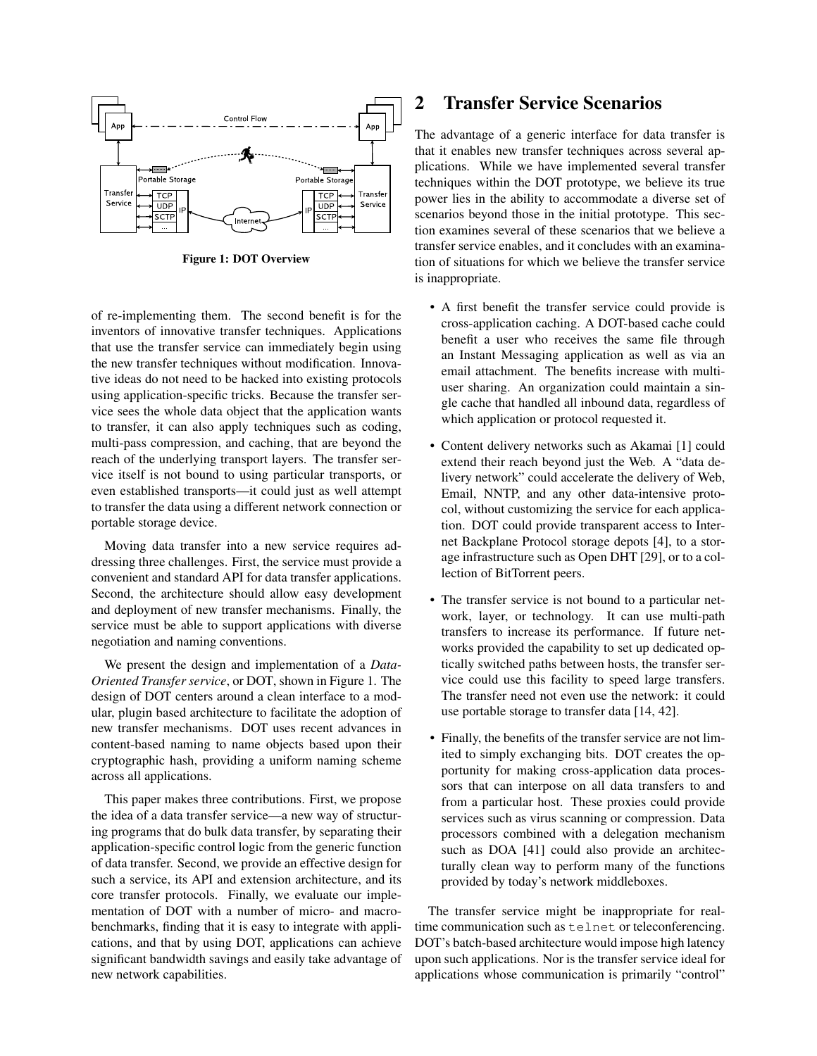Figure 1: DOT Overview

of re-implementing them. The second benefit is for the inventors of innovative transfer techniques. Applications that use the transfer service can immediately begin using the new transfer techniques without modification. Innovative ideas do not need to be hacked into existing protocols using application-specific tricks. Because the transfer service sees the whole data object that the application wants to transfer, it can also apply techniques such as coding, multi-pass compression, and caching, that are beyond the reach of the underlying transport layers. The transfer service itself is not bound to using particular transports, or even established transports—it could just as well attempt to transfer the data using a different network connection or portable storage device.

Moving data transfer into a new service requires addressing three challenges. First, the service must provide a convenient and standard API for data transfer applications. Second, the architecture should allow easy development and deployment of new transfer mechanisms. Finally, the service must be able to support applications with diverse negotiation and naming conventions.

We present the design and implementation of a *Data-Oriented Transfer service*, or DOT, shown in Figure 1. The design of DOT centers around a clean interface to a modular, plugin based architecture to facilitate the adoption of new transfer mechanisms. DOT uses recent advances in content-based naming to name objects based upon their cryptographic hash, providing a uniform naming scheme across all applications.

This paper makes three contributions. First, we propose the idea of a data transfer service—a new way of structuring programs that do bulk data transfer, by separating their application-specific control logic from the generic function of data transfer. Second, we provide an effective design for such a service, its API and extension architecture, and its core transfer protocols. Finally, we evaluate our implementation of DOT with a number of micro- and macro-benchmarks, finding that it is easy to integrate with applications, and that by using DOT, applications can achieve significant bandwidth savings and easily take advantage of new network capabilities.

# 2 Transfer Service Scenarios

The advantage of a generic interface for data transfer is that it enables new transfer techniques across several applications. While we have implemented several transfer techniques within the DOT prototype, we believe its true power lies in the ability to accommodate a diverse set of scenarios beyond those in the initial prototype. This section examines several of these scenarios that we believe a transfer service enables, and it concludes with an examination of situations for which we believe the transfer service is inappropriate.

- A first benefit the transfer service could provide is cross-application caching. A DOT-based cache could benefit a user who receives the same file through an Instant Messaging application as well as via an email attachment. The benefits increase with multi-user sharing. An organization could maintain a single cache that handled all inbound data, regardless of which application or protocol requested it.
- Content delivery networks such as Akamai [1] could extend their reach beyond just the Web. A "data delivery network" could accelerate the delivery of Web, Email, NNTP, and any other data-intensive protocol, without customizing the service for each application. DOT could provide transparent access to Internet Backplane Protocol storage depots [4], to a storage infrastructure such as Open DHT [29], or to a collection of BitTorrent peers.
- The transfer service is not bound to a particular network, layer, or technology. It can use multi-path transfers to increase its performance. If future networks provided the capability to set up dedicated optically switched paths between hosts, the transfer service could use this facility to speed large transfers. The transfer need not even use the network: it could use portable storage to transfer data [14, 42].
- Finally, the benefits of the transfer service are not limited to simply exchanging bits. DOT creates the opportunity for making cross-application data processors that can interpose on all data transfers to and from a particular host. These proxies could provide services such as virus scanning or compression. Data processors combined with a delegation mechanism such as DOA [41] could also provide an architecturally clean way to perform many of the functions provided by today's network middleboxes.

The transfer service might be inappropriate for real-time communication such as `telnet` or teleconferencing. DOT's batch-based architecture would impose high latency upon such applications. Nor is the transfer service ideal for applications whose communication is primarily "control"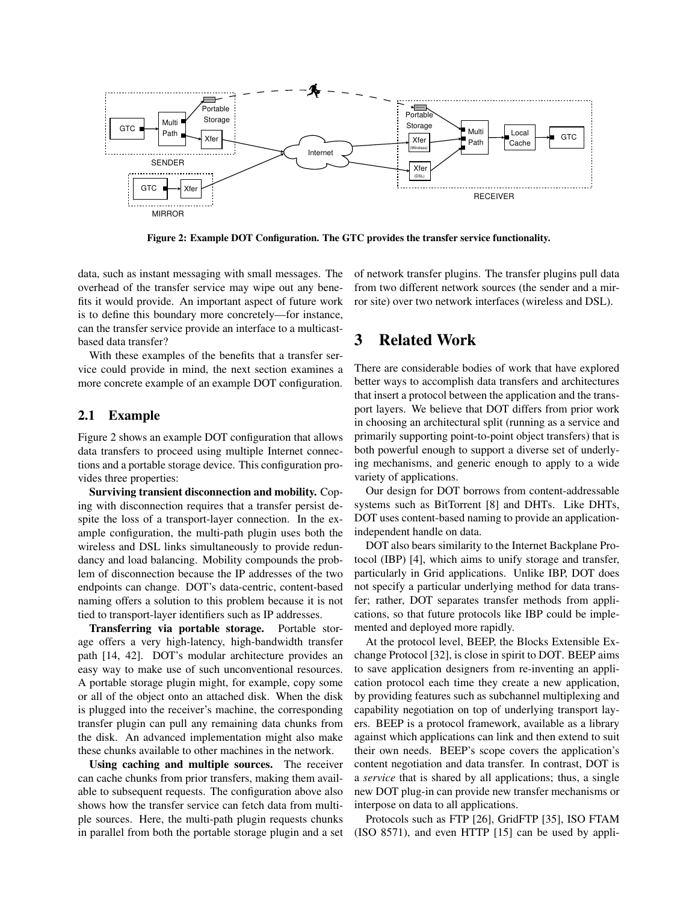Figure 2: Example DOT Configuration. The GTC provides the transfer service functionality.

data, such as instant messaging with small messages. The overhead of the transfer service may wipe out any benefits it would provide. An important aspect of future work is to define this boundary more concretely—for instance, can the transfer service provide an interface to a multicast-based data transfer?

With these examples of the benefits that a transfer service could provide in mind, the next section examines a more concrete example of an example DOT configuration.

## 2.1 Example

Figure 2 shows an example DOT configuration that allows data transfers to proceed using multiple Internet connections and a portable storage device. This configuration provides three properties:

**Surviving transient disconnection and mobility.** Coping with disconnection requires that a transfer persist despite the loss of a transport-layer connection. In the example configuration, the multi-path plugin uses both the wireless and DSL links simultaneously to provide redundancy and load balancing. Mobility compounds the problem of disconnection because the IP addresses of the two endpoints can change. DOT's data-centric, content-based naming offers a solution to this problem because it is not tied to transport-layer identifiers such as IP addresses.

**Transferring via portable storage.** Portable storage offers a very high-latency, high-bandwidth transfer path [14, 42]. DOT's modular architecture provides an easy way to make use of such unconventional resources. A portable storage plugin might, for example, copy some or all of the object onto an attached disk. When the disk is plugged into the receiver's machine, the corresponding transfer plugin can pull any remaining data chunks from the disk. An advanced implementation might also make these chunks available to other machines in the network.

**Using caching and multiple sources.** The receiver can cache chunks from prior transfers, making them available to subsequent requests. The configuration above also shows how the transfer service can fetch data from multiple sources. Here, the multi-path plugin requests chunks in parallel from both the portable storage plugin and a set of network transfer plugins. The transfer plugins pull data from two different network sources (the sender and a mirror site) over two network interfaces (wireless and DSL).

# 3 Related Work

There are considerable bodies of work that have explored better ways to accomplish data transfers and architectures that insert a protocol between the application and the transport layers. We believe that DOT differs from prior work in choosing an architectural split (running as a service and primarily supporting point-to-point object transfers) that is both powerful enough to support a diverse set of underlying mechanisms, and generic enough to apply to a wide variety of applications.

Our design for DOT borrows from content-addressable systems such as BitTorrent [8] and DHTs. Like DHTs, DOT uses content-based naming to provide an application-independent handle on data.

DOT also bears similarity to the Internet Backplane Protocol (IBP) [4], which aims to unify storage and transfer, particularly in Grid applications. Unlike IBP, DOT does not specify a particular underlying method for data transfer; rather, DOT separates transfer methods from applications, so that future protocols like IBP could be implemented and deployed more rapidly.

At the protocol level, BEEP, the Blocks Extensible Exchange Protocol [32], is close in spirit to DOT. BEEP aims to save application designers from re-inventing an application protocol each time they create a new application, by providing features such as subchannel multiplexing and capability negotiation on top of underlying transport layers. BEEP is a protocol framework, available as a library against which applications can link and then extend to suit their own needs. BEEP's scope covers the application's content negotiation and data transfer. In contrast, DOT is a *service* that is shared by all applications; thus, a single new DOT plug-in can provide new transfer mechanisms or interpose on data to all applications.

Protocols such as FTP [26], GridFTP [35], ISO FTAM (ISO 8571), and even HTTP [15] can be used by appli-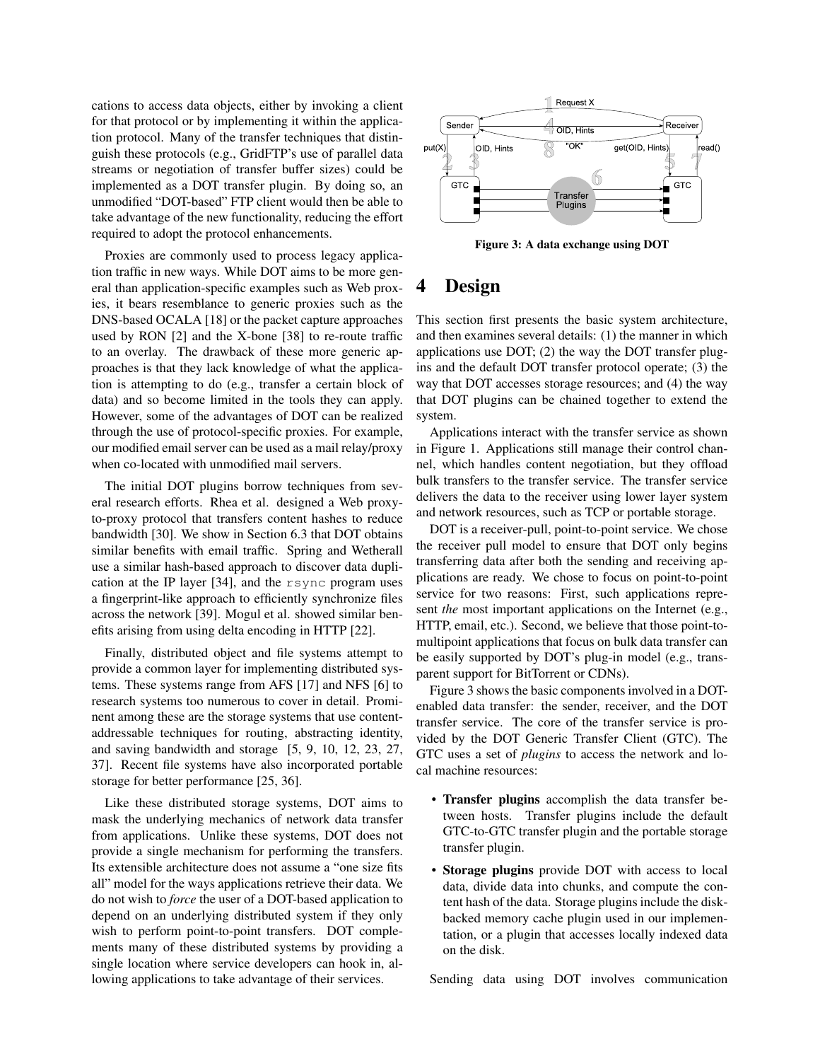cations to access data objects, either by invoking a client for that protocol or by implementing it within the application protocol. Many of the transfer techniques that distinguish these protocols (e.g., GridFTP's use of parallel data streams or negotiation of transfer buffer sizes) could be implemented as a DOT transfer plugin. By doing so, an unmodified "DOT-based" FTP client would then be able to take advantage of the new functionality, reducing the effort required to adopt the protocol enhancements.

Proxies are commonly used to process legacy application traffic in new ways. While DOT aims to be more general than application-specific examples such as Web proxies, it bears resemblance to generic proxies such as the DNS-based OCALA [18] or the packet capture approaches used by RON [2] and the X-bone [38] to re-route traffic to an overlay. The drawback of these more generic approaches is that they lack knowledge of what the application is attempting to do (e.g., transfer a certain block of data) and so become limited in the tools they can apply. However, some of the advantages of DOT can be realized through the use of protocol-specific proxies. For example, our modified email server can be used as a mail relay/proxy when co-located with unmodified mail servers.

The initial DOT plugins borrow techniques from several research efforts. Rhea et al. designed a Web proxy-to-proxy protocol that transfers content hashes to reduce bandwidth [30]. We show in Section 6.3 that DOT obtains similar benefits with email traffic. Spring and Wetherall use a similar hash-based approach to discover data duplication at the IP layer [34], and the `rsync` program uses a fingerprint-like approach to efficiently synchronize files across the network [39]. Mogul et al. showed similar benefits arising from using delta encoding in HTTP [22].

Finally, distributed object and file systems attempt to provide a common layer for implementing distributed systems. These systems range from AFS [17] and NFS [6] to research systems too numerous to cover in detail. Prominent among these are the storage systems that use content-addressable techniques for routing, abstracting identity, and saving bandwidth and storage [5, 9, 10, 12, 23, 27, 37]. Recent file systems have also incorporated portable storage for better performance [25, 36].

Like these distributed storage systems, DOT aims to mask the underlying mechanics of network data transfer from applications. Unlike these systems, DOT does not provide a single mechanism for performing the transfers. Its extensible architecture does not assume a "one size fits all" model for the ways applications retrieve their data. We do not wish to *force* the user of a DOT-based application to depend on an underlying distributed system if they only wish to perform point-to-point transfers. DOT complements many of these distributed systems by providing a single location where service developers can hook in, allowing applications to take advantage of their services.

**Figure 3: A data exchange using DOT**

# 4 Design

This section first presents the basic system architecture, and then examines several details: (1) the manner in which applications use DOT; (2) the way the DOT transfer plugins and the default DOT transfer protocol operate; (3) the way that DOT accesses storage resources; and (4) the way that DOT plugins can be chained together to extend the system.

Applications interact with the transfer service as shown in Figure 1. Applications still manage their control channel, which handles content negotiation, but they offload bulk transfers to the transfer service. The transfer service delivers the data to the receiver using lower layer system and network resources, such as TCP or portable storage.

DOT is a receiver-pull, point-to-point service. We chose the receiver pull model to ensure that DOT only begins transferring data after both the sending and receiving applications are ready. We chose to focus on point-to-point service for two reasons: First, such applications represent *the* most important applications on the Internet (e.g., HTTP, email, etc.). Second, we believe that those point-to-multipoint applications that focus on bulk data transfer can be easily supported by DOT's plug-in model (e.g., transparent support for BitTorrent or CDNs).

Figure 3 shows the basic components involved in a DOT-enabled data transfer: the sender, receiver, and the DOT transfer service. The core of the transfer service is provided by the DOT Generic Transfer Client (GTC). The GTC uses a set of *plugins* to access the network and local machine resources:

- **Transfer plugins** accomplish the data transfer between hosts. Transfer plugins include the default GTC-to-GTC transfer plugin and the portable storage transfer plugin.
- **Storage plugins** provide DOT with access to local data, divide data into chunks, and compute the content hash of the data. Storage plugins include the disk-backed memory cache plugin used in our implementation, or a plugin that accesses locally indexed data on the disk.

Sending data using DOT involves communication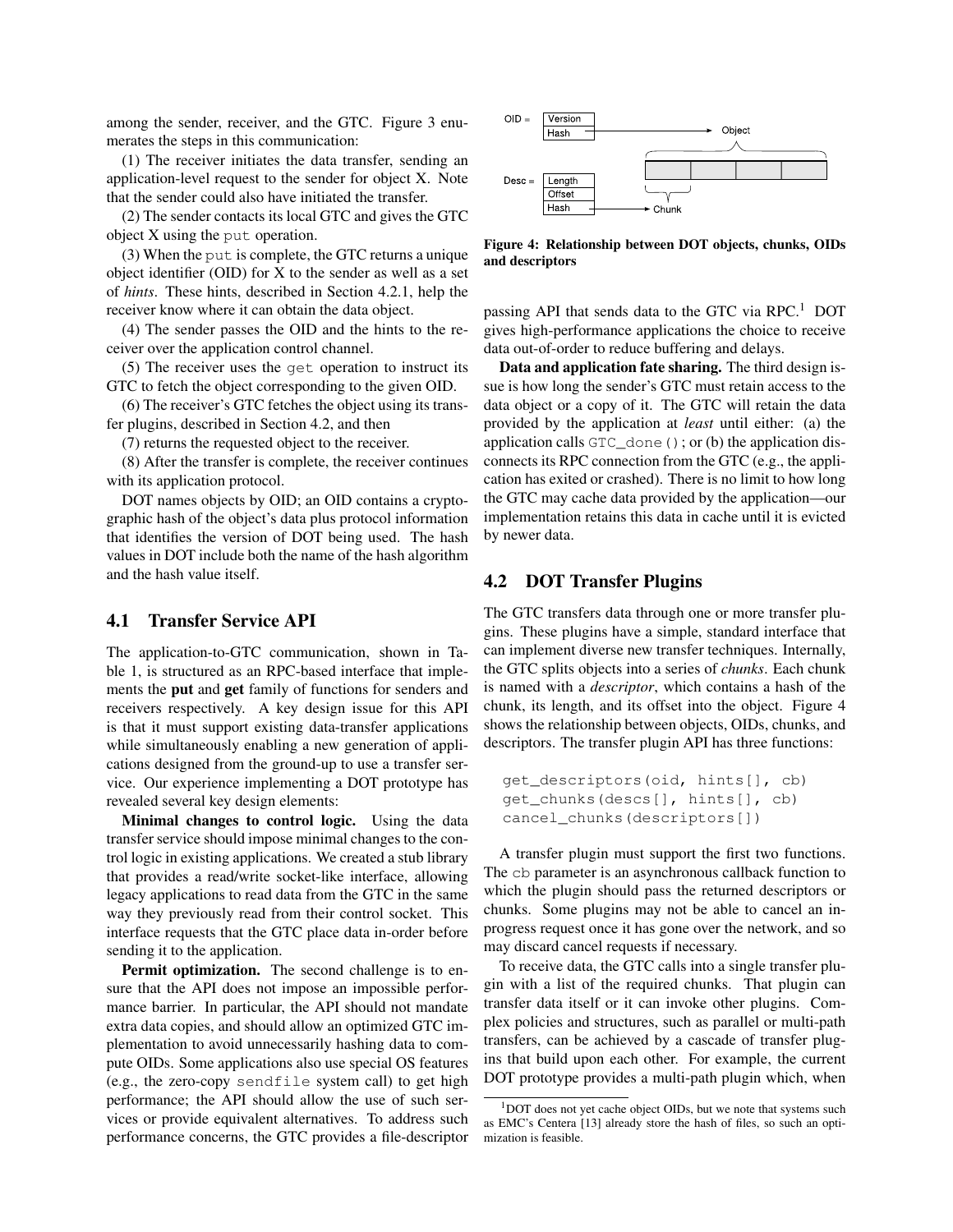among the sender, receiver, and the GTC. Figure 3 enumerates the steps in this communication:

(1) The receiver initiates the data transfer, sending an application-level request to the sender for object X. Note that the sender could also have initiated the transfer.

(2) The sender contacts its local GTC and gives the GTC object X using the `put` operation.

(3) When the `put` is complete, the GTC returns a unique object identifier (OID) for X to the sender as well as a set of *hints*. These hints, described in Section 4.2.1, help the receiver know where it can obtain the data object.

(4) The sender passes the OID and the hints to the receiver over the application control channel.

(5) The receiver uses the `get` operation to instruct its GTC to fetch the object corresponding to the given OID.

(6) The receiver's GTC fetches the object using its transfer plugins, described in Section 4.2, and then

(7) returns the requested object to the receiver.

(8) After the transfer is complete, the receiver continues with its application protocol.

DOT names objects by OID; an OID contains a cryptographic hash of the object's data plus protocol information that identifies the version of DOT being used. The hash values in DOT include both the name of the hash algorithm and the hash value itself.

## 4.1 Transfer Service API

The application-to-GTC communication, shown in Table 1, is structured as an RPC-based interface that implements the **put** and **get** family of functions for senders and receivers respectively. A key design issue for this API is that it must support existing data-transfer applications while simultaneously enabling a new generation of applications designed from the ground-up to use a transfer service. Our experience implementing a DOT prototype has revealed several key design elements:

**Minimal changes to control logic.** Using the data transfer service should impose minimal changes to the control logic in existing applications. We created a stub library that provides a read/write socket-like interface, allowing legacy applications to read data from the GTC in the same way they previously read from their control socket. This interface requests that the GTC place data in-order before sending it to the application.

**Permit optimization.** The second challenge is to ensure that the API does not impose an impossible performance barrier. In particular, the API should not mandate extra data copies, and should allow an optimized GTC implementation to avoid unnecessarily hashing data to compute OIDs. Some applications also use special OS features (e.g., the zero-copy `sendfile` system call) to get high performance; the API should allow the use of such services or provide equivalent alternatives. To address such performance concerns, the GTC provides a file-descriptor passing API that sends data to the GTC via RPC.[1] DOT gives high-performance applications the choice to receive data out-of-order to reduce buffering and delays.

**Data and application fate sharing.** The third design issue is how long the sender's GTC must retain access to the data object or a copy of it. The GTC will retain the data provided by the application at *least* until either: (a) the application calls `GTC_done()`; or (b) the application disconnects its RPC connection from the GTC (e.g., the application has exited or crashed). There is no limit to how long the GTC may cache data provided by the application—our implementation retains this data in cache until it is evicted by newer data.

Figure 4: Relationship between DOT objects, chunks, OIDs and descriptors

## 4.2 DOT Transfer Plugins

The GTC transfers data through one or more transfer plugins. These plugins have a simple, standard interface that can implement diverse new transfer techniques. Internally, the GTC splits objects into a series of *chunks*. Each chunk is named with a *descriptor*, which contains a hash of the chunk, its length, and its offset into the object. Figure 4 shows the relationship between objects, OIDs, chunks, and descriptors. The transfer plugin API has three functions:

```
get_descriptors(oid, hints[], cb)
get_chunks(descs[], hints[], cb)
cancel_chunks(descriptors[])
```

A transfer plugin must support the first two functions. The `cb` parameter is an asynchronous callback function to which the plugin should pass the returned descriptors or chunks. Some plugins may not be able to cancel an in-progress request once it has gone over the network, and so may discard cancel requests if necessary.

To receive data, the GTC calls into a single transfer plugin with a list of the required chunks. That plugin can transfer data itself or it can invoke other plugins. Complex policies and structures, such as parallel or multi-path transfers, can be achieved by a cascade of transfer plugins that build upon each other. For example, the current DOT prototype provides a multi-path plugin which, when

[1] DOT does not yet cache object OIDs, but we note that systems such as EMC's Centera [13] already store the hash of files, so such an optimization is feasible.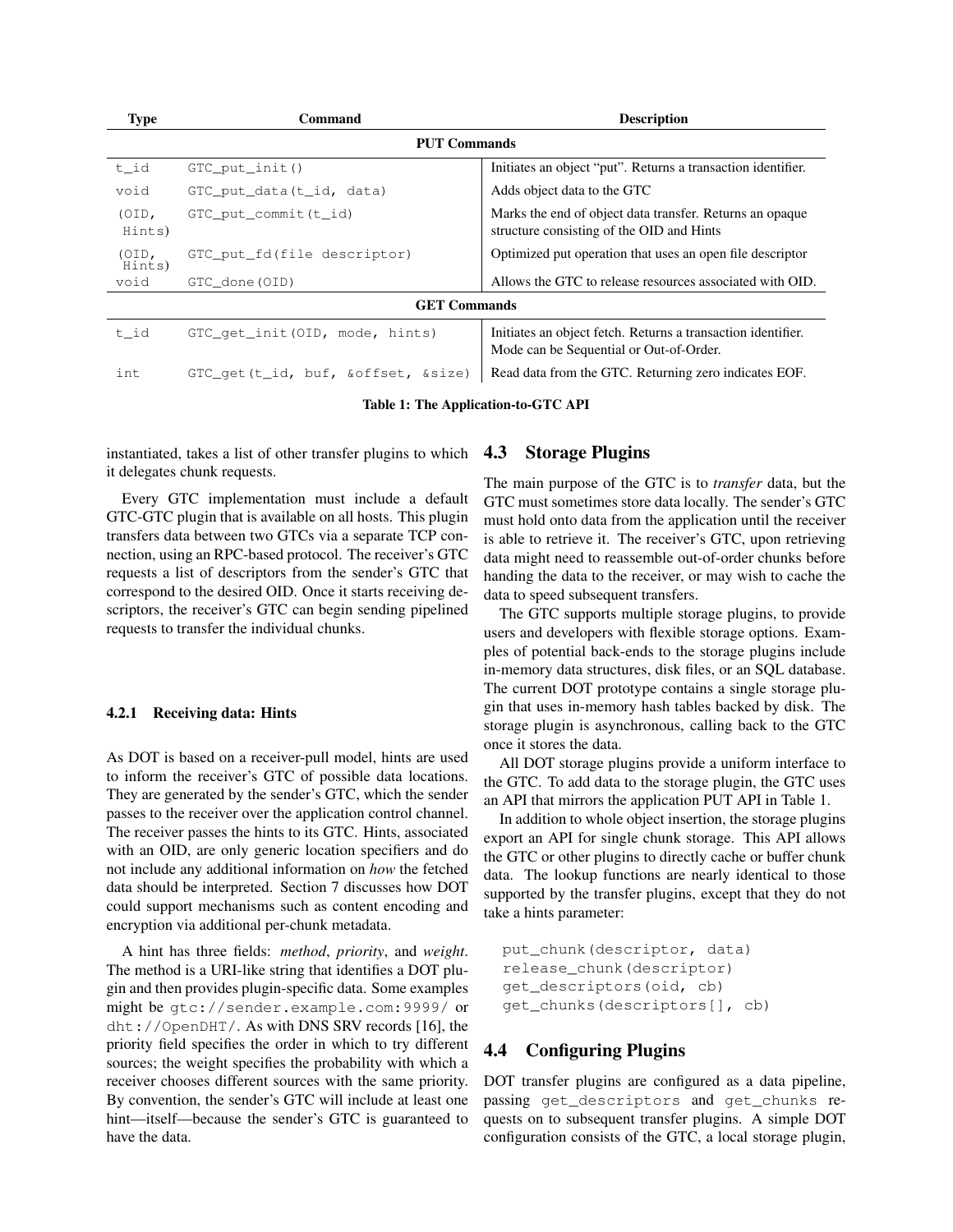| Type | Command | Description |
|---|---|---|
| **PUT Commands** | | |
| t_id | GTC_put_init() | Initiates an object "put". Returns a transaction identifier. |
| void | GTC_put_data(t_id, data) | Adds object data to the GTC |
| (OID, Hints) | GTC_put_commit(t_id) | Marks the end of object data transfer. Returns an opaque structure consisting of the OID and Hints |
| (OID, Hints) | GTC_put_fd(file descriptor) | Optimized put operation that uses an open file descriptor |
| void | GTC_done(OID) | Allows the GTC to release resources associated with OID. |
| **GET Commands** | | |
| t_id | GTC_get_init(OID, mode, hints) | Initiates an object fetch. Returns a transaction identifier. Mode can be Sequential or Out-of-Order. |
| int | GTC_get(t_id, buf, &offset, &size) | Read data from the GTC. Returning zero indicates EOF. |

**Table 1: The Application-to-GTC API**

instantiated, takes a list of other transfer plugins to which it delegates chunk requests.

Every GTC implementation must include a default GTC-GTC plugin that is available on all hosts. This plugin transfers data between two GTCs via a separate TCP connection, using an RPC-based protocol. The receiver's GTC requests a list of descriptors from the sender's GTC that correspond to the desired OID. Once it starts receiving descriptors, the receiver's GTC can begin sending pipelined requests to transfer the individual chunks.

#### 4.2.1 Receiving data: Hints

As DOT is based on a receiver-pull model, hints are used to inform the receiver's GTC of possible data locations. They are generated by the sender's GTC, which the sender passes to the receiver over the application control channel. The receiver passes the hints to its GTC. Hints, associated with an OID, are only generic location specifiers and do not include any additional information on *how* the fetched data should be interpreted. Section 7 discusses how DOT could support mechanisms such as content encoding and encryption via additional per-chunk metadata.

A hint has three fields: *method*, *priority*, and *weight*. The method is a URI-like string that identifies a DOT plugin and then provides plugin-specific data. Some examples might be `gtc://sender.example.com:9999/` or `dht://OpenDHT/`. As with DNS SRV records [16], the priority field specifies the order in which to try different sources; the weight specifies the probability with which a receiver chooses different sources with the same priority. By convention, the sender's GTC will include at least one hint—itself—because the sender's GTC is guaranteed to have the data.

### 4.3 Storage Plugins

The main purpose of the GTC is to *transfer* data, but the GTC must sometimes store data locally. The sender's GTC must hold onto data from the application until the receiver is able to retrieve it. The receiver's GTC, upon retrieving data might need to reassemble out-of-order chunks before handing the data to the receiver, or may wish to cache the data to speed subsequent transfers.

The GTC supports multiple storage plugins, to provide users and developers with flexible storage options. Examples of potential back-ends to the storage plugins include in-memory data structures, disk files, or an SQL database. The current DOT prototype contains a single storage plugin that uses in-memory hash tables backed by disk. The storage plugin is asynchronous, calling back to the GTC once it stores the data.

All DOT storage plugins provide a uniform interface to the GTC. To add data to the storage plugin, the GTC uses an API that mirrors the application PUT API in Table 1.

In addition to whole object insertion, the storage plugins export an API for single chunk storage. This API allows the GTC or other plugins to directly cache or buffer chunk data. The lookup functions are nearly identical to those supported by the transfer plugins, except that they do not take a hints parameter:

```
put_chunk(descriptor, data)
release_chunk(descriptor)
get_descriptors(oid, cb)
get_chunks(descriptors[], cb)
```

### 4.4 Configuring Plugins

DOT transfer plugins are configured as a data pipeline, passing `get_descriptors` and `get_chunks` requests on to subsequent transfer plugins. A simple DOT configuration consists of the GTC, a local storage plugin,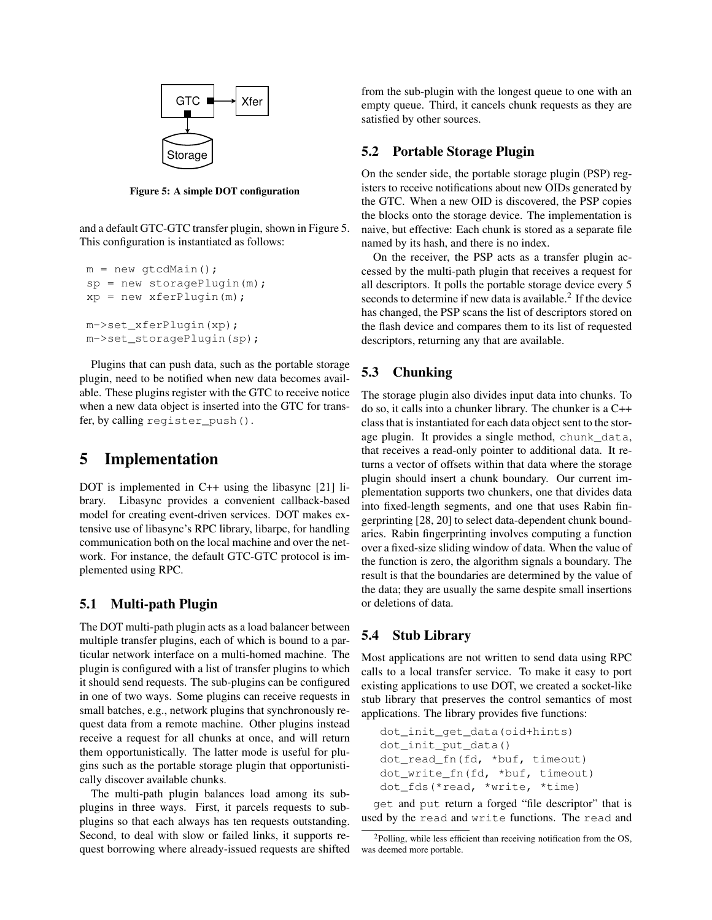Figure 5: A simple DOT configuration

and a default GTC-GTC transfer plugin, shown in Figure 5. This configuration is instantiated as follows:

```
m = new gtcdMain();
sp = new storagePlugin(m);
xp = new xferPlugin(m);

m->set_xferPlugin(xp);
m->set_storagePlugin(sp);
```

Plugins that can push data, such as the portable storage plugin, need to be notified when new data becomes available. These plugins register with the GTC to receive notice when a new data object is inserted into the GTC for transfer, by calling `register_push()`.

# 5 Implementation

DOT is implemented in C++ using the libasync [21] library. Libasync provides a convenient callback-based model for creating event-driven services. DOT makes extensive use of libasync's RPC library, libarpc, for handling communication both on the local machine and over the network. For instance, the default GTC-GTC protocol is implemented using RPC.

## 5.1 Multi-path Plugin

The DOT multi-path plugin acts as a load balancer between multiple transfer plugins, each of which is bound to a particular network interface on a multi-homed machine. The plugin is configured with a list of transfer plugins to which it should send requests. The sub-plugins can be configured in one of two ways. Some plugins can receive requests in small batches, e.g., network plugins that synchronously request data from a remote machine. Other plugins instead receive a request for all chunks at once, and will return them opportunistically. The latter mode is useful for plugins such as the portable storage plugin that opportunistically discover available chunks.

The multi-path plugin balances load among its sub-plugins in three ways. First, it parcels requests to sub-plugins so that each always has ten requests outstanding. Second, to deal with slow or failed links, it supports request borrowing where already-issued requests are shifted from the sub-plugin with the longest queue to one with an empty queue. Third, it cancels chunk requests as they are satisfied by other sources.

## 5.2 Portable Storage Plugin

On the sender side, the portable storage plugin (PSP) registers to receive notifications about new OIDs generated by the GTC. When a new OID is discovered, the PSP copies the blocks onto the storage device. The implementation is naive, but effective: Each chunk is stored as a separate file named by its hash, and there is no index.

On the receiver, the PSP acts as a transfer plugin accessed by the multi-path plugin that receives a request for all descriptors. It polls the portable storage device every 5 seconds to determine if new data is available.[2] If the device has changed, the PSP scans the list of descriptors stored on the flash device and compares them to its list of requested descriptors, returning any that are available.

## 5.3 Chunking

The storage plugin also divides input data into chunks. To do so, it calls into a chunker library. The chunker is a C++ class that is instantiated for each data object sent to the storage plugin. It provides a single method, `chunk_data`, that receives a read-only pointer to additional data. It returns a vector of offsets within that data where the storage plugin should insert a chunk boundary. Our current implementation supports two chunkers, one that divides data into fixed-length segments, and one that uses Rabin fingerprinting [28, 20] to select data-dependent chunk boundaries. Rabin fingerprinting involves computing a function over a fixed-size sliding window of data. When the value of the function is zero, the algorithm signals a boundary. The result is that the boundaries are determined by the value of the data; they are usually the same despite small insertions or deletions of data.

## 5.4 Stub Library

Most applications are not written to send data using RPC calls to a local transfer service. To make it easy to port existing applications to use DOT, we created a socket-like stub library that preserves the control semantics of most applications. The library provides five functions:

```
dot_init_get_data(oid+hints)
dot_init_put_data()
dot_read_fn(fd, *buf, timeout)
dot_write_fn(fd, *buf, timeout)
dot_fds(*read, *write, *time)
```

`get` and `put` return a forged "file descriptor" that is used by the `read` and `write` functions. The `read` and

[2] Polling, while less efficient than receiving notification from the OS, was deemed more portable.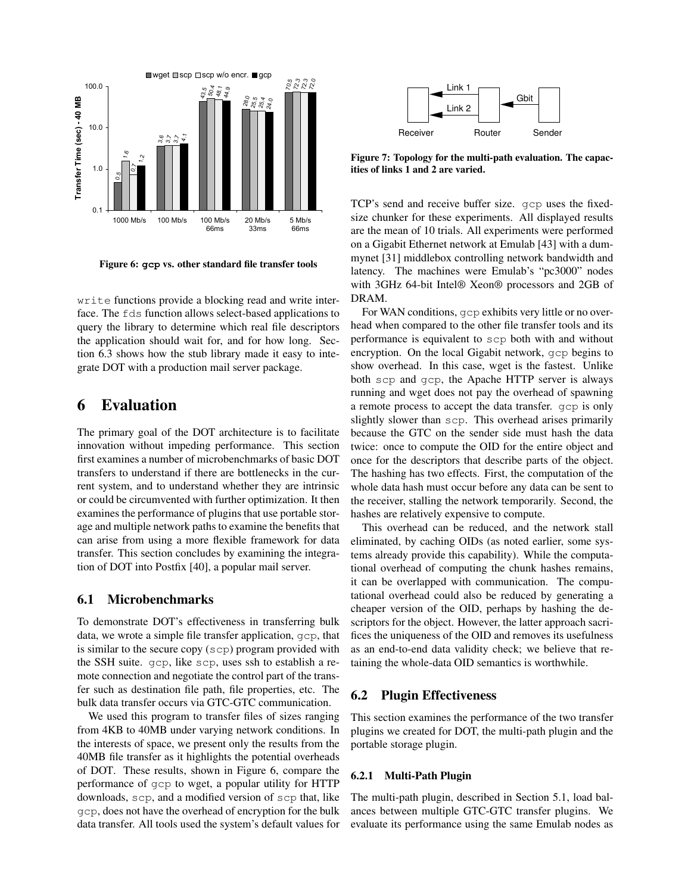Figure 6: **gcp** vs. other standard file transfer tools

Figure 7: Topology for the multi-path evaluation. The capacities of links 1 and 2 are varied.

write functions provide a blocking read and write interface. The fds function allows select-based applications to query the library to determine which real file descriptors the application should wait for, and for how long. Section 6.3 shows how the stub library made it easy to integrate DOT with a production mail server package.

# 6 Evaluation

The primary goal of the DOT architecture is to facilitate innovation without impeding performance. This section first examines a number of microbenchmarks of basic DOT transfers to understand if there are bottlenecks in the current system, and to understand whether they are intrinsic or could be circumvented with further optimization. It then examines the performance of plugins that use portable storage and multiple network paths to examine the benefits that can arise from using a more flexible framework for data transfer. This section concludes by examining the integration of DOT into Postfix [40], a popular mail server.

## 6.1 Microbenchmarks

To demonstrate DOT's effectiveness in transferring bulk data, we wrote a simple file transfer application, gcp, that is similar to the secure copy (scp) program provided with the SSH suite. gcp, like scp, uses ssh to establish a remote connection and negotiate the control part of the transfer such as destination file path, file properties, etc. The bulk data transfer occurs via GTC-GTC communication.

We used this program to transfer files of sizes ranging from 4KB to 40MB under varying network conditions. In the interests of space, we present only the results from the 40MB file transfer as it highlights the potential overheads of DOT. These results, shown in Figure 6, compare the performance of gcp to wget, a popular utility for HTTP downloads, scp, and a modified version of scp that, like gcp, does not have the overhead of encryption for the bulk data transfer. All tools used the system's default values for TCP's send and receive buffer size. gcp uses the fixed-size chunker for these experiments. All displayed results are the mean of 10 trials. All experiments were performed on a Gigabit Ethernet network at Emulab [43] with a dummynet [31] middlebox controlling network bandwidth and latency. The machines were Emulab's "pc3000" nodes with 3GHz 64-bit Intel® Xeon® processors and 2GB of DRAM.

For WAN conditions, gcp exhibits very little or no overhead when compared to the other file transfer tools and its performance is equivalent to scp both with and without encryption. On the local Gigabit network, gcp begins to show overhead. In this case, wget is the fastest. Unlike both scp and gcp, the Apache HTTP server is always running and wget does not pay the overhead of spawning a remote process to accept the data transfer. gcp is only slightly slower than scp. This overhead arises primarily because the GTC on the sender side must hash the data twice: once to compute the OID for the entire object and once for the descriptors that describe parts of the object. The hashing has two effects. First, the computation of the whole data hash must occur before any data can be sent to the receiver, stalling the network temporarily. Second, the hashes are relatively expensive to compute.

This overhead can be reduced, and the network stall eliminated, by caching OIDs (as noted earlier, some systems already provide this capability). While the computational overhead of computing the chunk hashes remains, it can be overlapped with communication. The computational overhead could also be reduced by generating a cheaper version of the OID, perhaps by hashing the descriptors for the object. However, the latter approach sacrifices the uniqueness of the OID and removes its usefulness as an end-to-end data validity check; we believe that retaining the whole-data OID semantics is worthwhile.

## 6.2 Plugin Effectiveness

This section examines the performance of the two transfer plugins we created for DOT, the multi-path plugin and the portable storage plugin.

### 6.2.1 Multi-Path Plugin

The multi-path plugin, described in Section 5.1, load balances between multiple GTC-GTC transfer plugins. We evaluate its performance using the same Emulab nodes as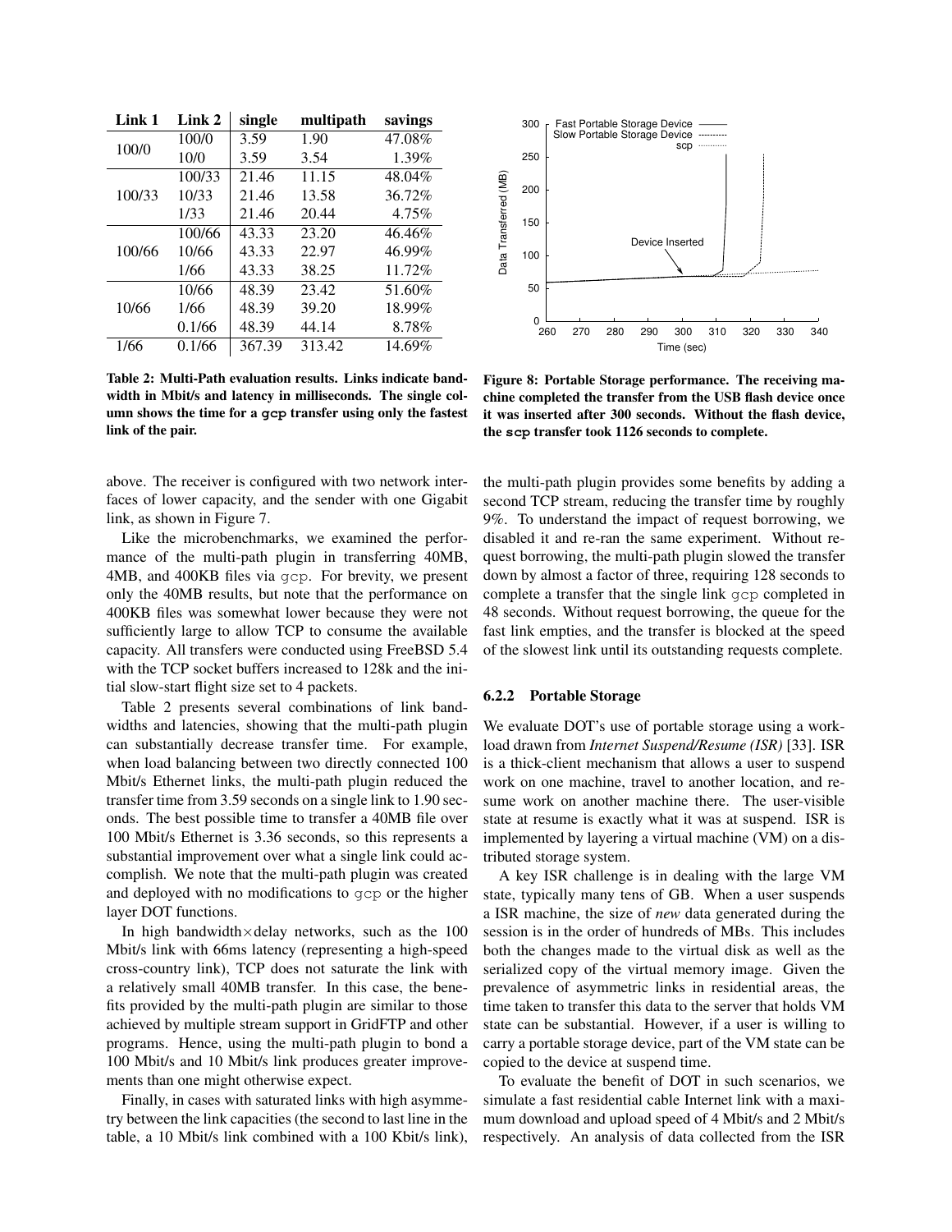| Link 1 | Link 2 | single | multipath | savings |
|---|---|---|---|---|
| 100/0 | 100/0 | 3.59 | 1.90 | 47.08% |
| | 10/0 | 3.59 | 3.54 | 1.39% |
| 100/33 | 100/33 | 21.46 | 11.15 | 48.04% |
| | 10/33 | 21.46 | 13.58 | 36.72% |
| | 1/33 | 21.46 | 20.44 | 4.75% |
| 100/66 | 100/66 | 43.33 | 23.20 | 46.46% |
| | 10/66 | 43.33 | 22.97 | 46.99% |
| | 1/66 | 43.33 | 38.25 | 11.72% |
| 10/66 | 10/66 | 48.39 | 23.42 | 51.60% |
| | 1/66 | 48.39 | 39.20 | 18.99% |
| | 0.1/66 | 48.39 | 44.14 | 8.78% |
| 1/66 | 0.1/66 | 367.39 | 313.42 | 14.69% |

**Table 2: Multi-Path evaluation results. Links indicate bandwidth in Mbit/s and latency in milliseconds. The single column shows the time for a gcp transfer using only the fastest link of the pair.**

**Figure 8: Portable Storage performance. The receiving machine completed the transfer from the USB flash device once it was inserted after 300 seconds. Without the flash device, the scp transfer took 1126 seconds to complete.**

above. The receiver is configured with two network interfaces of lower capacity, and the sender with one Gigabit link, as shown in Figure 7.

Like the microbenchmarks, we examined the performance of the multi-path plugin in transferring 40MB, 4MB, and 400KB files via gcp. For brevity, we present only the 40MB results, but note that the performance on 400KB files was somewhat lower because they were not sufficiently large to allow TCP to consume the available capacity. All transfers were conducted using FreeBSD 5.4 with the TCP socket buffers increased to 128k and the initial slow-start flight size set to 4 packets.

Table 2 presents several combinations of link bandwidths and latencies, showing that the multi-path plugin can substantially decrease transfer time. For example, when load balancing between two directly connected 100 Mbit/s Ethernet links, the multi-path plugin reduced the transfer time from 3.59 seconds on a single link to 1.90 seconds. The best possible time to transfer a 40MB file over 100 Mbit/s Ethernet is 3.36 seconds, so this represents a substantial improvement over what a single link could accomplish. We note that the multi-path plugin was created and deployed with no modifications to gcp or the higher layer DOT functions.

In high bandwidth×delay networks, such as the 100 Mbit/s link with 66ms latency (representing a high-speed cross-country link), TCP does not saturate the link with a relatively small 40MB transfer. In this case, the benefits provided by the multi-path plugin are similar to those achieved by multiple stream support in GridFTP and other programs. Hence, using the multi-path plugin to bond a 100 Mbit/s and 10 Mbit/s link produces greater improvements than one might otherwise expect.

Finally, in cases with saturated links with high asymmetry between the link capacities (the second to last line in the table, a 10 Mbit/s link combined with a 100 Kbit/s link), the multi-path plugin provides some benefits by adding a second TCP stream, reducing the transfer time by roughly 9%. To understand the impact of request borrowing, we disabled it and re-ran the same experiment. Without request borrowing, the multi-path plugin slowed the transfer down by almost a factor of three, requiring 128 seconds to complete a transfer that the single link gcp completed in 48 seconds. Without request borrowing, the queue for the fast link empties, and the transfer is blocked at the speed of the slowest link until its outstanding requests complete.

### 6.2.2 Portable Storage

We evaluate DOT's use of portable storage using a workload drawn from *Internet Suspend/Resume (ISR)* [33]. ISR is a thick-client mechanism that allows a user to suspend work on one machine, travel to another location, and resume work on another machine there. The user-visible state at resume is exactly what it was at suspend. ISR is implemented by layering a virtual machine (VM) on a distributed storage system.

A key ISR challenge is in dealing with the large VM state, typically many tens of GB. When a user suspends a ISR machine, the size of *new* data generated during the session is in the order of hundreds of MBs. This includes both the changes made to the virtual disk as well as the serialized copy of the virtual memory image. Given the prevalence of asymmetric links in residential areas, the time taken to transfer this data to the server that holds VM state can be substantial. However, if a user is willing to carry a portable storage device, part of the VM state can be copied to the device at suspend time.

To evaluate the benefit of DOT in such scenarios, we simulate a fast residential cable Internet link with a maximum download and upload speed of 4 Mbit/s and 2 Mbit/s respectively. An analysis of data collected from the ISR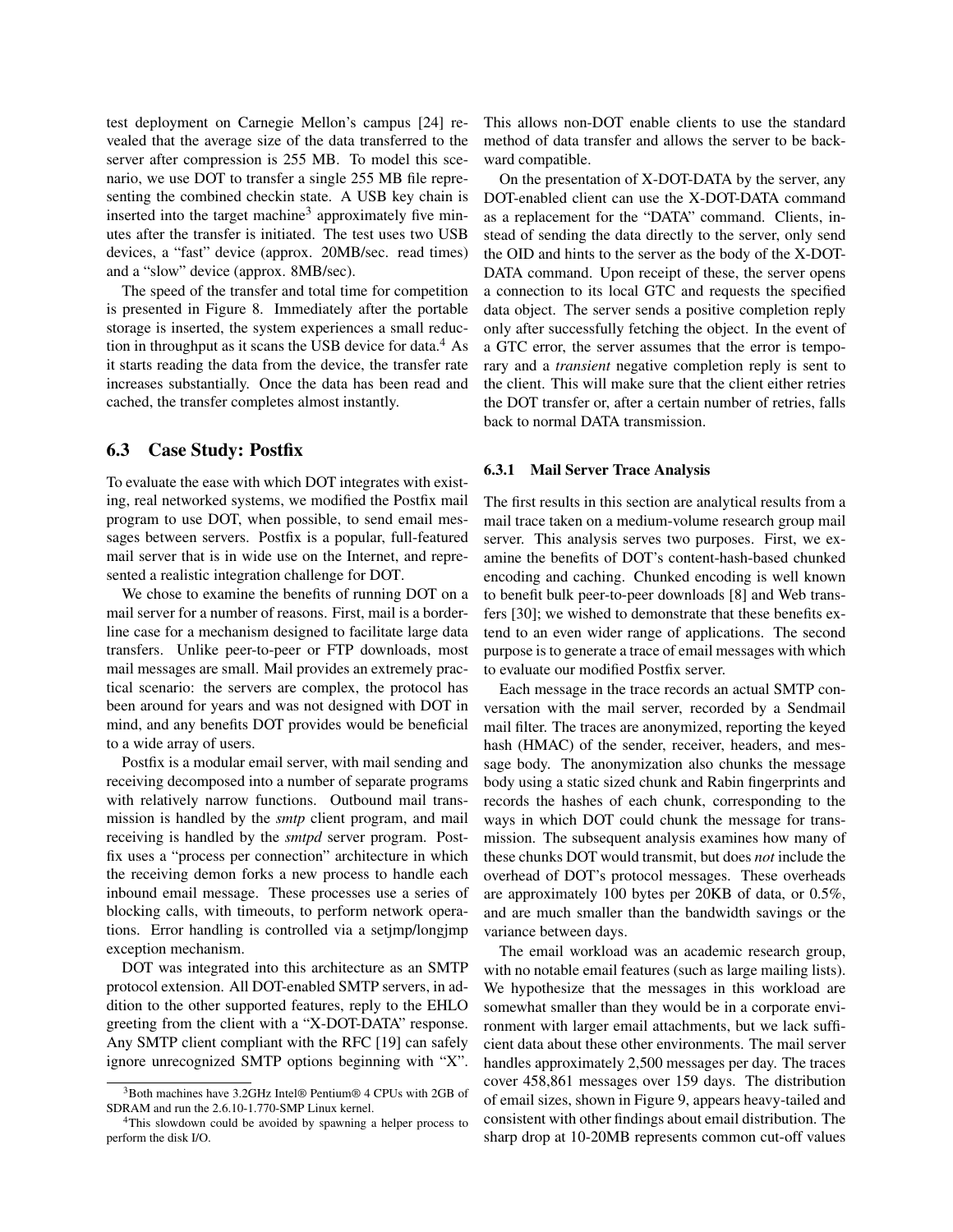test deployment on Carnegie Mellon's campus [24] revealed that the average size of the data transferred to the server after compression is 255 MB. To model this scenario, we use DOT to transfer a single 255 MB file representing the combined checkin state. A USB key chain is inserted into the target machine[3] approximately five minutes after the transfer is initiated. The test uses two USB devices, a "fast" device (approx. 20MB/sec. read times) and a "slow" device (approx. 8MB/sec).

The speed of the transfer and total time for competition is presented in Figure 8. Immediately after the portable storage is inserted, the system experiences a small reduction in throughput as it scans the USB device for data.[4] As it starts reading the data from the device, the transfer rate increases substantially. Once the data has been read and cached, the transfer completes almost instantly.

## 6.3 Case Study: Postfix

To evaluate the ease with which DOT integrates with existing, real networked systems, we modified the Postfix mail program to use DOT, when possible, to send email messages between servers. Postfix is a popular, full-featured mail server that is in wide use on the Internet, and represented a realistic integration challenge for DOT.

We chose to examine the benefits of running DOT on a mail server for a number of reasons. First, mail is a borderline case for a mechanism designed to facilitate large data transfers. Unlike peer-to-peer or FTP downloads, most mail messages are small. Mail provides an extremely practical scenario: the servers are complex, the protocol has been around for years and was not designed with DOT in mind, and any benefits DOT provides would be beneficial to a wide array of users.

Postfix is a modular email server, with mail sending and receiving decomposed into a number of separate programs with relatively narrow functions. Outbound mail transmission is handled by the *smtp* client program, and mail receiving is handled by the *smtpd* server program. Postfix uses a "process per connection" architecture in which the receiving demon forks a new process to handle each inbound email message. These processes use a series of blocking calls, with timeouts, to perform network operations. Error handling is controlled via a setjmp/longjmp exception mechanism.

DOT was integrated into this architecture as an SMTP protocol extension. All DOT-enabled SMTP servers, in addition to the other supported features, reply to the EHLO greeting from the client with a "X-DOT-DATA" response. Any SMTP client compliant with the RFC [19] can safely ignore unrecognized SMTP options beginning with "X". This allows non-DOT enable clients to use the standard method of data transfer and allows the server to be backward compatible.

On the presentation of X-DOT-DATA by the server, any DOT-enabled client can use the X-DOT-DATA command as a replacement for the "DATA" command. Clients, instead of sending the data directly to the server, only send the OID and hints to the server as the body of the X-DOT-DATA command. Upon receipt of these, the server opens a connection to its local GTC and requests the specified data object. The server sends a positive completion reply only after successfully fetching the object. In the event of a GTC error, the server assumes that the error is temporary and a *transient* negative completion reply is sent to the client. This will make sure that the client either retries the DOT transfer or, after a certain number of retries, falls back to normal DATA transmission.

### 6.3.1 Mail Server Trace Analysis

The first results in this section are analytical results from a mail trace taken on a medium-volume research group mail server. This analysis serves two purposes. First, we examine the benefits of DOT's content-hash-based chunked encoding and caching. Chunked encoding is well known to benefit bulk peer-to-peer downloads [8] and Web transfers [30]; we wished to demonstrate that these benefits extend to an even wider range of applications. The second purpose is to generate a trace of email messages with which to evaluate our modified Postfix server.

Each message in the trace records an actual SMTP conversation with the mail server, recorded by a Sendmail mail filter. The traces are anonymized, reporting the keyed hash (HMAC) of the sender, receiver, headers, and message body. The anonymization also chunks the message body using a static sized chunk and Rabin fingerprints and records the hashes of each chunk, corresponding to the ways in which DOT could chunk the message for transmission. The subsequent analysis examines how many of these chunks DOT would transmit, but does *not* include the overhead of DOT's protocol messages. These overheads are approximately 100 bytes per 20KB of data, or 0.5%, and are much smaller than the bandwidth savings or the variance between days.

The email workload was an academic research group, with no notable email features (such as large mailing lists). We hypothesize that the messages in this workload are somewhat smaller than they would be in a corporate environment with larger email attachments, but we lack sufficient data about these other environments. The mail server handles approximately 2,500 messages per day. The traces cover 458,861 messages over 159 days. The distribution of email sizes, shown in Figure 9, appears heavy-tailed and consistent with other findings about email distribution. The sharp drop at 10-20MB represents common cut-off values

[3] Both machines have 3.2GHz Intel® Pentium® 4 CPUs with 2GB of SDRAM and run the 2.6.10-1.770-SMP Linux kernel.

[4] This slowdown could be avoided by spawning a helper process to perform the disk I/O.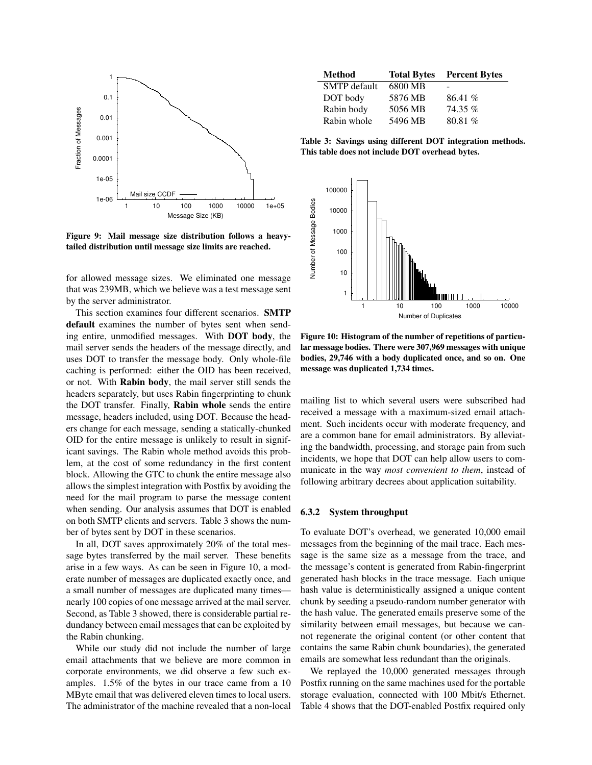Figure 9: Mail message size distribution follows a heavy-tailed distribution until message size limits are reached.

for allowed message sizes. We eliminated one message that was 239MB, which we believe was a test message sent by the server administrator.

This section examines four different scenarios. **SMTP default** examines the number of bytes sent when sending entire, unmodified messages. With **DOT body**, the mail server sends the headers of the message directly, and uses DOT to transfer the message body. Only whole-file caching is performed: either the OID has been received, or not. With **Rabin body**, the mail server still sends the headers separately, but uses Rabin fingerprinting to chunk the DOT transfer. Finally, **Rabin whole** sends the entire message, headers included, using DOT. Because the headers change for each message, sending a statically-chunked OID for the entire message is unlikely to result in significant savings. The Rabin whole method avoids this problem, at the cost of some redundancy in the first content block. Allowing the GTC to chunk the entire message also allows the simplest integration with Postfix by avoiding the need for the mail program to parse the message content when sending. Our analysis assumes that DOT is enabled on both SMTP clients and servers. Table 3 shows the number of bytes sent by DOT in these scenarios.

In all, DOT saves approximately 20% of the total message bytes transferred by the mail server. These benefits arise in a few ways. As can be seen in Figure 10, a moderate number of messages are duplicated exactly once, and a small number of messages are duplicated many times—nearly 100 copies of one message arrived at the mail server. Second, as Table 3 showed, there is considerable partial redundancy between email messages that can be exploited by the Rabin chunking.

While our study did not include the number of large email attachments that we believe are more common in corporate environments, we did observe a few such examples. 1.5% of the bytes in our trace came from a 10 MByte email that was delivered eleven times to local users. The administrator of the machine revealed that a non-local mailing list to which several users were subscribed had received a message with a maximum-sized email attachment. Such incidents occur with moderate frequency, and are a common bane for email administrators. By alleviating the bandwidth, processing, and storage pain from such incidents, we hope that DOT can help allow users to communicate in the way *most convenient to them*, instead of following arbitrary decrees about application suitability.

| Method | Total Bytes | Percent Bytes |
|---|---|---|
| SMTP default | 6800 MB | - |
| DOT body | 5876 MB | 86.41 % |
| Rabin body | 5056 MB | 74.35 % |
| Rabin whole | 5496 MB | 80.81 % |

**Table 3: Savings using different DOT integration methods. This table does not include DOT overhead bytes.**

**Figure 10: Histogram of the number of repetitions of particular message bodies. There were 307,969 messages with unique bodies, 29,746 with a body duplicated once, and so on. One message was duplicated 1,734 times.**

### 6.3.2 System throughput

To evaluate DOT's overhead, we generated 10,000 email messages from the beginning of the mail trace. Each message is the same size as a message from the trace, and the message's content is generated from Rabin-fingerprint generated hash blocks in the trace message. Each unique hash value is deterministically assigned a unique content chunk by seeding a pseudo-random number generator with the hash value. The generated emails preserve some of the similarity between email messages, but because we cannot regenerate the original content (or other content that contains the same Rabin chunk boundaries), the generated emails are somewhat less redundant than the originals.

We replayed the 10,000 generated messages through Postfix running on the same machines used for the portable storage evaluation, connected with 100 Mbit/s Ethernet. Table 4 shows that the DOT-enabled Postfix required only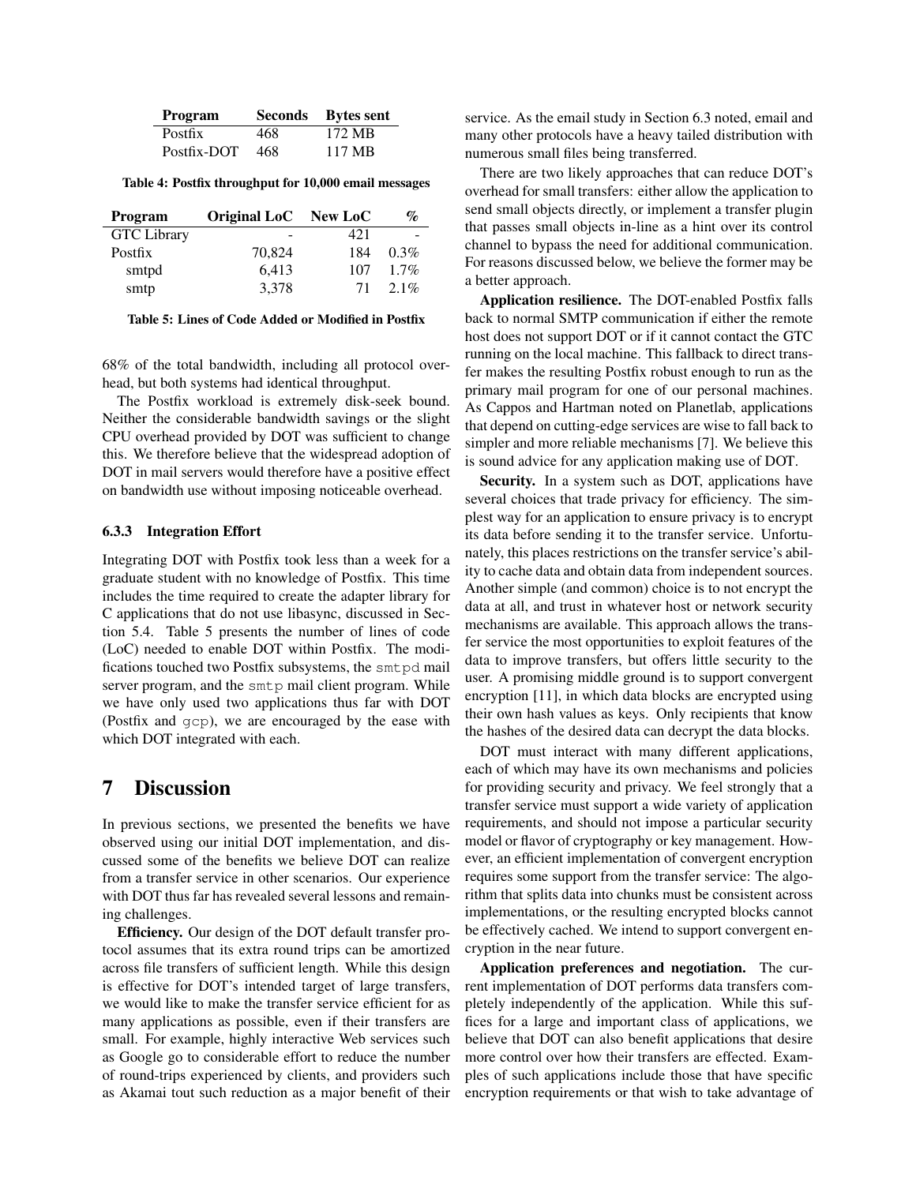| Program | Seconds | Bytes sent |
|---|---|---|
| Postfix | 468 | 172 MB |
| Postfix-DOT | 468 | 117 MB |

**Table 4: Postfix throughput for 10,000 email messages**

| Program | Original LoC | New LoC | % |
|---|---|---|---|
| GTC Library | - | 421 | - |
| Postfix | 70,824 | 184 | 0.3% |
| smtpd | 6,413 | 107 | 1.7% |
| smtp | 3,378 | 71 | 2.1% |

**Table 5: Lines of Code Added or Modified in Postfix**

68% of the total bandwidth, including all protocol overhead, but both systems had identical throughput.

The Postfix workload is extremely disk-seek bound. Neither the considerable bandwidth savings or the slight CPU overhead provided by DOT was sufficient to change this. We therefore believe that the widespread adoption of DOT in mail servers would therefore have a positive effect on bandwidth use without imposing noticeable overhead.

#### 6.3.3 Integration Effort

Integrating DOT with Postfix took less than a week for a graduate student with no knowledge of Postfix. This time includes the time required to create the adapter library for C applications that do not use libasync, discussed in Section 5.4. Table 5 presents the number of lines of code (LoC) needed to enable DOT within Postfix. The modifications touched two Postfix subsystems, the `smtpd` mail server program, and the `smtp` mail client program. While we have only used two applications thus far with DOT (Postfix and `gcp`), we are encouraged by the ease with which DOT integrated with each.

## 7 Discussion

In previous sections, we presented the benefits we have observed using our initial DOT implementation, and discussed some of the benefits we believe DOT can realize from a transfer service in other scenarios. Our experience with DOT thus far has revealed several lessons and remaining challenges.

**Efficiency.** Our design of the DOT default transfer protocol assumes that its extra round trips can be amortized across file transfers of sufficient length. While this design is effective for DOT's intended target of large transfers, we would like to make the transfer service efficient for as many applications as possible, even if their transfers are small. For example, highly interactive Web services such as Google go to considerable effort to reduce the number of round-trips experienced by clients, and providers such as Akamai tout such reduction as a major benefit of their service. As the email study in Section 6.3 noted, email and many other protocols have a heavy tailed distribution with numerous small files being transferred.

There are two likely approaches that can reduce DOT's overhead for small transfers: either allow the application to send small objects directly, or implement a transfer plugin that passes small objects in-line as a hint over its control channel to bypass the need for additional communication. For reasons discussed below, we believe the former may be a better approach.

**Application resilience.** The DOT-enabled Postfix falls back to normal SMTP communication if either the remote host does not support DOT or if it cannot contact the GTC running on the local machine. This fallback to direct transfer makes the resulting Postfix robust enough to run as the primary mail program for one of our personal machines. As Cappos and Hartman noted on Planetlab, applications that depend on cutting-edge services are wise to fall back to simpler and more reliable mechanisms [7]. We believe this is sound advice for any application making use of DOT.

**Security.** In a system such as DOT, applications have several choices that trade privacy for efficiency. The simplest way for an application to ensure privacy is to encrypt its data before sending it to the transfer service. Unfortunately, this places restrictions on the transfer service's ability to cache data and obtain data from independent sources. Another simple (and common) choice is to not encrypt the data at all, and trust in whatever host or network security mechanisms are available. This approach allows the transfer service the most opportunities to exploit features of the data to improve transfers, but offers little security to the user. A promising middle ground is to support convergent encryption [11], in which data blocks are encrypted using their own hash values as keys. Only recipients that know the hashes of the desired data can decrypt the data blocks.

DOT must interact with many different applications, each of which may have its own mechanisms and policies for providing security and privacy. We feel strongly that a transfer service must support a wide variety of application requirements, and should not impose a particular security model or flavor of cryptography or key management. However, an efficient implementation of convergent encryption requires some support from the transfer service: The algorithm that splits data into chunks must be consistent across implementations, or the resulting encrypted blocks cannot be effectively cached. We intend to support convergent encryption in the near future.

**Application preferences and negotiation.** The current implementation of DOT performs data transfers completely independently of the application. While this suffices for a large and important class of applications, we believe that DOT can also benefit applications that desire more control over how their transfers are effected. Examples of such applications include those that have specific encryption requirements or that wish to take advantage of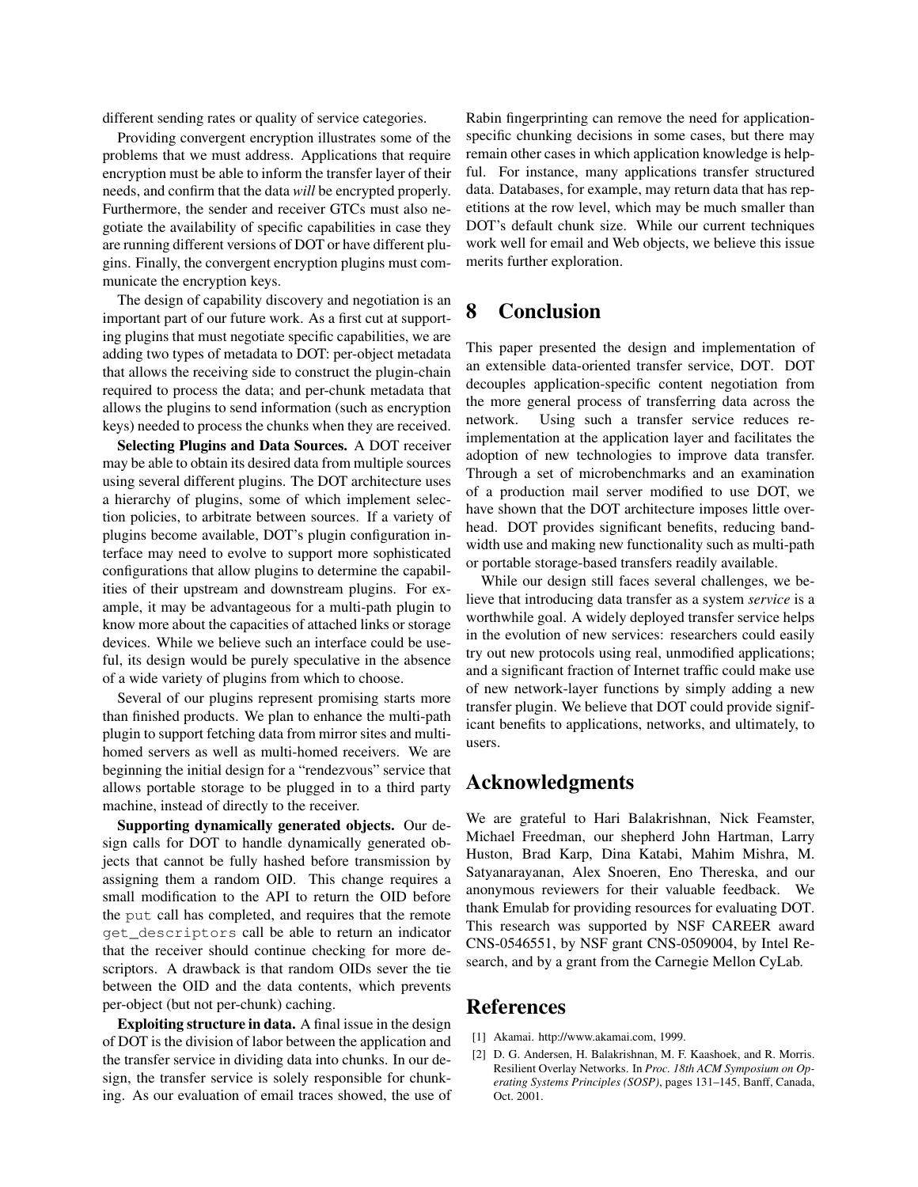different sending rates or quality of service categories.

Providing convergent encryption illustrates some of the problems that we must address. Applications that require encryption must be able to inform the transfer layer of their needs, and confirm that the data *will* be encrypted properly. Furthermore, the sender and receiver GTCs must also negotiate the availability of specific capabilities in case they are running different versions of DOT or have different plugins. Finally, the convergent encryption plugins must communicate the encryption keys.

The design of capability discovery and negotiation is an important part of our future work. As a first cut at supporting plugins that must negotiate specific capabilities, we are adding two types of metadata to DOT: per-object metadata that allows the receiving side to construct the plugin-chain required to process the data; and per-chunk metadata that allows the plugins to send information (such as encryption keys) needed to process the chunks when they are received.

**Selecting Plugins and Data Sources.** A DOT receiver may be able to obtain its desired data from multiple sources using several different plugins. The DOT architecture uses a hierarchy of plugins, some of which implement selection policies, to arbitrate between sources. If a variety of plugins become available, DOT's plugin configuration interface may need to evolve to support more sophisticated configurations that allow plugins to determine the capabilities of their upstream and downstream plugins. For example, it may be advantageous for a multi-path plugin to know more about the capacities of attached links or storage devices. While we believe such an interface could be useful, its design would be purely speculative in the absence of a wide variety of plugins from which to choose.

Several of our plugins represent promising starts more than finished products. We plan to enhance the multi-path plugin to support fetching data from mirror sites and multi-homed servers as well as multi-homed receivers. We are beginning the initial design for a "rendezvous" service that allows portable storage to be plugged in to a third party machine, instead of directly to the receiver.

**Supporting dynamically generated objects.** Our design calls for DOT to handle dynamically generated objects that cannot be fully hashed before transmission by assigning them a random OID. This change requires a small modification to the API to return the OID before the `put` call has completed, and requires that the remote `get_descriptors` call be able to return an indicator that the receiver should continue checking for more descriptors. A drawback is that random OIDs sever the tie between the OID and the data contents, which prevents per-object (but not per-chunk) caching.

**Exploiting structure in data.** A final issue in the design of DOT is the division of labor between the application and the transfer service in dividing data into chunks. In our design, the transfer service is solely responsible for chunking. As our evaluation of email traces showed, the use of Rabin fingerprinting can remove the need for application-specific chunking decisions in some cases, but there may remain other cases in which application knowledge is helpful. For instance, many applications transfer structured data. Databases, for example, may return data that has repetitions at the row level, which may be much smaller than DOT's default chunk size. While our current techniques work well for email and Web objects, we believe this issue merits further exploration.

# 8 Conclusion

This paper presented the design and implementation of an extensible data-oriented transfer service, DOT. DOT decouples application-specific content negotiation from the more general process of transferring data across the network. Using such a transfer service reduces re-implementation at the application layer and facilitates the adoption of new technologies to improve data transfer. Through a set of microbenchmarks and an examination of a production mail server modified to use DOT, we have shown that the DOT architecture imposes little overhead. DOT provides significant benefits, reducing bandwidth use and making new functionality such as multi-path or portable storage-based transfers readily available.

While our design still faces several challenges, we believe that introducing data transfer as a system *service* is a worthwhile goal. A widely deployed transfer service helps in the evolution of new services: researchers could easily try out new protocols using real, unmodified applications; and a significant fraction of Internet traffic could make use of new network-layer functions by simply adding a new transfer plugin. We believe that DOT could provide significant benefits to applications, networks, and ultimately, to users.

# Acknowledgments

We are grateful to Hari Balakrishnan, Nick Feamster, Michael Freedman, our shepherd John Hartman, Larry Huston, Brad Karp, Dina Katabi, Mahim Mishra, M. Satyanarayanan, Alex Snoeren, Eno Thereska, and our anonymous reviewers for their valuable feedback. We thank Emulab for providing resources for evaluating DOT. This research was supported by NSF CAREER award CNS-0546551, by NSF grant CNS-0509004, by Intel Research, and by a grant from the Carnegie Mellon CyLab.

# References

[1] Akamai. http://www.akamai.com, 1999.

[2] D. G. Andersen, H. Balakrishnan, M. F. Kaashoek, and R. Morris. Resilient Overlay Networks. In *Proc. 18th ACM Symposium on Operating Systems Principles (SOSP)*, pages 131–145, Banff, Canada, Oct. 2001.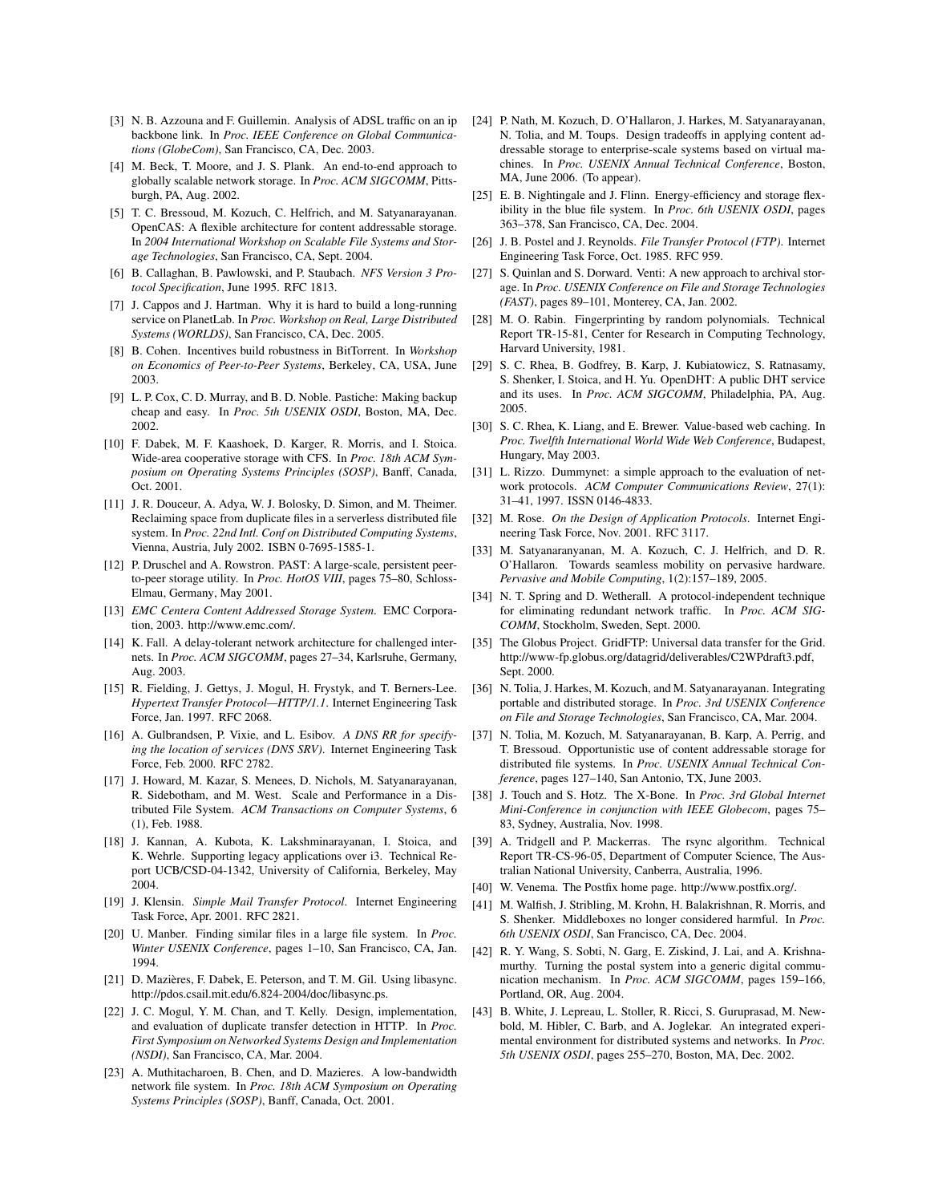[3] N. B. Azzouna and F. Guillemin. Analysis of ADSL traffic on an ip backbone link. In *Proc. IEEE Conference on Global Communications (GlobeCom)*, San Francisco, CA, Dec. 2003.

[4] M. Beck, T. Moore, and J. S. Plank. An end-to-end approach to globally scalable network storage. In *Proc. ACM SIGCOMM*, Pittsburgh, PA, Aug. 2002.

[5] T. C. Bressoud, M. Kozuch, C. Helfrich, and M. Satyanarayanan. OpenCAS: A flexible architecture for content addressable storage. In *2004 International Workshop on Scalable File Systems and Storage Technologies*, San Francisco, CA, Sept. 2004.

[6] B. Callaghan, B. Pawlowski, and P. Staubach. *NFS Version 3 Protocol Specification*, June 1995. RFC 1813.

[7] J. Cappos and J. Hartman. Why it is hard to build a long-running service on PlanetLab. In *Proc. Workshop on Real, Large Distributed Systems (WORLDS)*, San Francisco, CA, Dec. 2005.

[8] B. Cohen. Incentives build robustness in BitTorrent. In *Workshop on Economics of Peer-to-Peer Systems*, Berkeley, CA, USA, June 2003.

[9] L. P. Cox, C. D. Murray, and B. D. Noble. Pastiche: Making backup cheap and easy. In *Proc. 5th USENIX OSDI*, Boston, MA, Dec. 2002.

[10] F. Dabek, M. F. Kaashoek, D. Karger, R. Morris, and I. Stoica. Wide-area cooperative storage with CFS. In *Proc. 18th ACM Symposium on Operating Systems Principles (SOSP)*, Banff, Canada, Oct. 2001.

[11] J. R. Douceur, A. Adya, W. J. Bolosky, D. Simon, and M. Theimer. Reclaiming space from duplicate files in a serverless distributed file system. In *Proc. 22nd Intl. Conf on Distributed Computing Systems*, Vienna, Austria, July 2002. ISBN 0-7695-1585-1.

[12] P. Druschel and A. Rowstron. PAST: A large-scale, persistent peer-to-peer storage utility. In *Proc. HotOS VIII*, pages 75–80, Schloss-Elmau, Germany, May 2001.

[13] *EMC Centera Content Addressed Storage System*. EMC Corporation, 2003. http://www.emc.com/.

[14] K. Fall. A delay-tolerant network architecture for challenged internets. In *Proc. ACM SIGCOMM*, pages 27–34, Karlsruhe, Germany, Aug. 2003.

[15] R. Fielding, J. Gettys, J. Mogul, H. Frystyk, and T. Berners-Lee. *Hypertext Transfer Protocol—HTTP/1.1*. Internet Engineering Task Force, Jan. 1997. RFC 2068.

[16] A. Gulbrandsen, P. Vixie, and L. Esibov. *A DNS RR for specifying the location of services (DNS SRV)*. Internet Engineering Task Force, Feb. 2000. RFC 2782.

[17] J. Howard, M. Kazar, S. Menees, D. Nichols, M. Satyanarayanan, R. Sidebotham, and M. West. Scale and Performance in a Distributed File System. *ACM Transactions on Computer Systems*, 6 (1), Feb. 1988.

[18] J. Kannan, A. Kubota, K. Lakshminarayanan, I. Stoica, and K. Wehrle. Supporting legacy applications over i3. Technical Report UCB/CSD-04-1342, University of California, Berkeley, May 2004.

[19] J. Klensin. *Simple Mail Transfer Protocol*. Internet Engineering Task Force, Apr. 2001. RFC 2821.

[20] U. Manber. Finding similar files in a large file system. In *Proc. Winter USENIX Conference*, pages 1–10, San Francisco, CA, Jan. 1994.

[21] D. Mazières, F. Dabek, E. Peterson, and T. M. Gil. Using libasync. http://pdos.csail.mit.edu/6.824-2004/doc/libasync.ps.

[22] J. C. Mogul, Y. M. Chan, and T. Kelly. Design, implementation, and evaluation of duplicate transfer detection in HTTP. In *Proc. First Symposium on Networked Systems Design and Implementation (NSDI)*, San Francisco, CA, Mar. 2004.

[23] A. Muthitacharoen, B. Chen, and D. Mazieres. A low-bandwidth network file system. In *Proc. 18th ACM Symposium on Operating Systems Principles (SOSP)*, Banff, Canada, Oct. 2001.

[24] P. Nath, M. Kozuch, D. O'Hallaron, J. Harkes, M. Satyanarayanan, N. Tolia, and M. Toups. Design tradeoffs in applying content addressable storage to enterprise-scale systems based on virtual machines. In *Proc. USENIX Annual Technical Conference*, Boston, MA, June 2006. (To appear).

[25] E. B. Nightingale and J. Flinn. Energy-efficiency and storage flexibility in the blue file system. In *Proc. 6th USENIX OSDI*, pages 363–378, San Francisco, CA, Dec. 2004.

[26] J. B. Postel and J. Reynolds. *File Transfer Protocol (FTP)*. Internet Engineering Task Force, Oct. 1985. RFC 959.

[27] S. Quinlan and S. Dorward. Venti: A new approach to archival storage. In *Proc. USENIX Conference on File and Storage Technologies (FAST)*, pages 89–101, Monterey, CA, Jan. 2002.

[28] M. O. Rabin. Fingerprinting by random polynomials. Technical Report TR-15-81, Center for Research in Computing Technology, Harvard University, 1981.

[29] S. C. Rhea, B. Godfrey, B. Karp, J. Kubiatowicz, S. Ratnasamy, S. Shenker, I. Stoica, and H. Yu. OpenDHT: A public DHT service and its uses. In *Proc. ACM SIGCOMM*, Philadelphia, PA, Aug. 2005.

[30] S. C. Rhea, K. Liang, and E. Brewer. Value-based web caching. In *Proc. Twelfth International World Wide Web Conference*, Budapest, Hungary, May 2003.

[31] L. Rizzo. Dummynet: a simple approach to the evaluation of network protocols. *ACM Computer Communications Review*, 27(1): 31–41, 1997. ISSN 0146-4833.

[32] M. Rose. *On the Design of Application Protocols*. Internet Engineering Task Force, Nov. 2001. RFC 3117.

[33] M. Satyanaranyanan, M. A. Kozuch, C. J. Helfrich, and D. R. O'Hallaron. Towards seamless mobility on pervasive hardware. *Pervasive and Mobile Computing*, 1(2):157–189, 2005.

[34] N. T. Spring and D. Wetherall. A protocol-independent technique for eliminating redundant network traffic. In *Proc. ACM SIGCOMM*, Stockholm, Sweden, Sept. 2000.

[35] The Globus Project. GridFTP: Universal data transfer for the Grid. http://www-fp.globus.org/datagrid/deliverables/C2WPdraft3.pdf, Sept. 2000.

[36] N. Tolia, J. Harkes, M. Kozuch, and M. Satyanarayanan. Integrating portable and distributed storage. In *Proc. 3rd USENIX Conference on File and Storage Technologies*, San Francisco, CA, Mar. 2004.

[37] N. Tolia, M. Kozuch, M. Satyanarayanan, B. Karp, A. Perrig, and T. Bressoud. Opportunistic use of content addressable storage for distributed file systems. In *Proc. USENIX Annual Technical Conference*, pages 127–140, San Antonio, TX, June 2003.

[38] J. Touch and S. Hotz. The X-Bone. In *Proc. 3rd Global Internet Mini-Conference in conjunction with IEEE Globecom*, pages 75–83, Sydney, Australia, Nov. 1998.

[39] A. Tridgell and P. Mackerras. The rsync algorithm. Technical Report TR-CS-96-05, Department of Computer Science, The Australian National University, Canberra, Australia, 1996.

[40] W. Venema. The Postfix home page. http://www.postfix.org/.

[41] M. Walfish, J. Stribling, M. Krohn, H. Balakrishnan, R. Morris, and S. Shenker. Middleboxes no longer considered harmful. In *Proc. 6th USENIX OSDI*, San Francisco, CA, Dec. 2004.

[42] R. Y. Wang, S. Sobti, N. Garg, E. Ziskind, J. Lai, and A. Krishnamurthy. Turning the postal system into a generic digital communication mechanism. In *Proc. ACM SIGCOMM*, pages 159–166, Portland, OR, Aug. 2004.

[43] B. White, J. Lepreau, L. Stoller, R. Ricci, S. Guruprasad, M. Newbold, M. Hibler, C. Barb, and A. Joglekar. An integrated experimental environment for distributed systems and networks. In *Proc. 5th USENIX OSDI*, pages 255–270, Boston, MA, Dec. 2002.